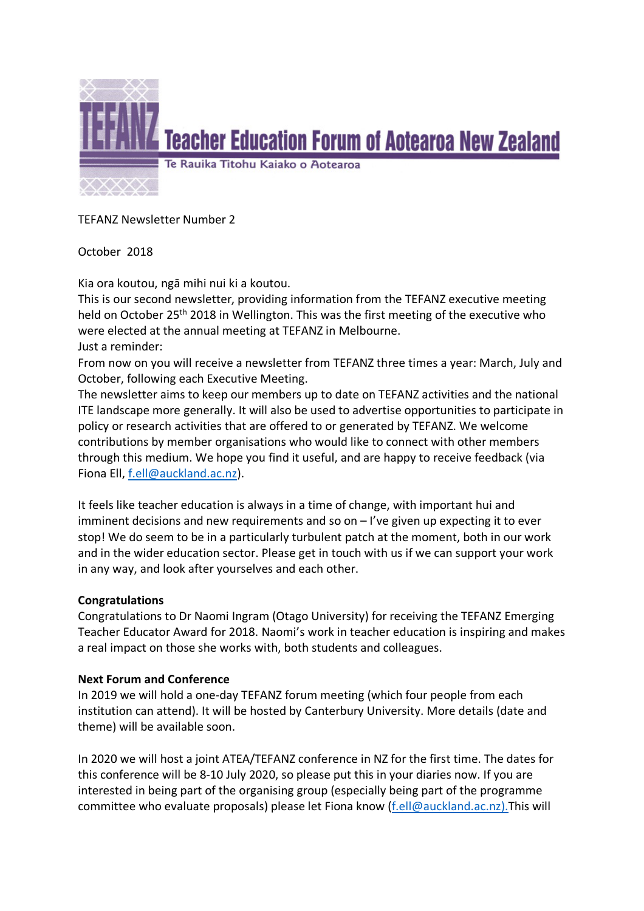# TEFANZ Teacher Education Forum of Aotearoa New Zealand

Te Rauika Titohu Kaiako o Aotearoa

TEFANZ Newsletter Number 2

October 2018

Kia ora koutou, ngā mihi nui ki a koutou.
This is our second newsletter, providing information from the TEFANZ executive meeting held on October 25th 2018 in Wellington. This was the first meeting of the executive who were elected at the annual meeting at TEFANZ in Melbourne.
Just a reminder:
From now on you will receive a newsletter from TEFANZ three times a year: March, July and October, following each Executive Meeting.
The newsletter aims to keep our members up to date on TEFANZ activities and the national ITE landscape more generally. It will also be used to advertise opportunities to participate in policy or research activities that are offered to or generated by TEFANZ. We welcome contributions by member organisations who would like to connect with other members through this medium. We hope you find it useful, and are happy to receive feedback (via Fiona Ell, f.ell@auckland.ac.nz).

It feels like teacher education is always in a time of change, with important hui and imminent decisions and new requirements and so on – I've given up expecting it to ever stop! We do seem to be in a particularly turbulent patch at the moment, both in our work and in the wider education sector. Please get in touch with us if we can support your work in any way, and look after yourselves and each other.

**Congratulations**

Congratulations to Dr Naomi Ingram (Otago University) for receiving the TEFANZ Emerging Teacher Educator Award for 2018. Naomi's work in teacher education is inspiring and makes a real impact on those she works with, both students and colleagues.

**Next Forum and Conference**

In 2019 we will hold a one-day TEFANZ forum meeting (which four people from each institution can attend). It will be hosted by Canterbury University. More details (date and theme) will be available soon.

In 2020 we will host a joint ATEA/TEFANZ conference in NZ for the first time. The dates for this conference will be 8-10 July 2020, so please put this in your diaries now. If you are interested in being part of the organising group (especially being part of the programme committee who evaluate proposals) please let Fiona know (f.ell@auckland.ac.nz).This will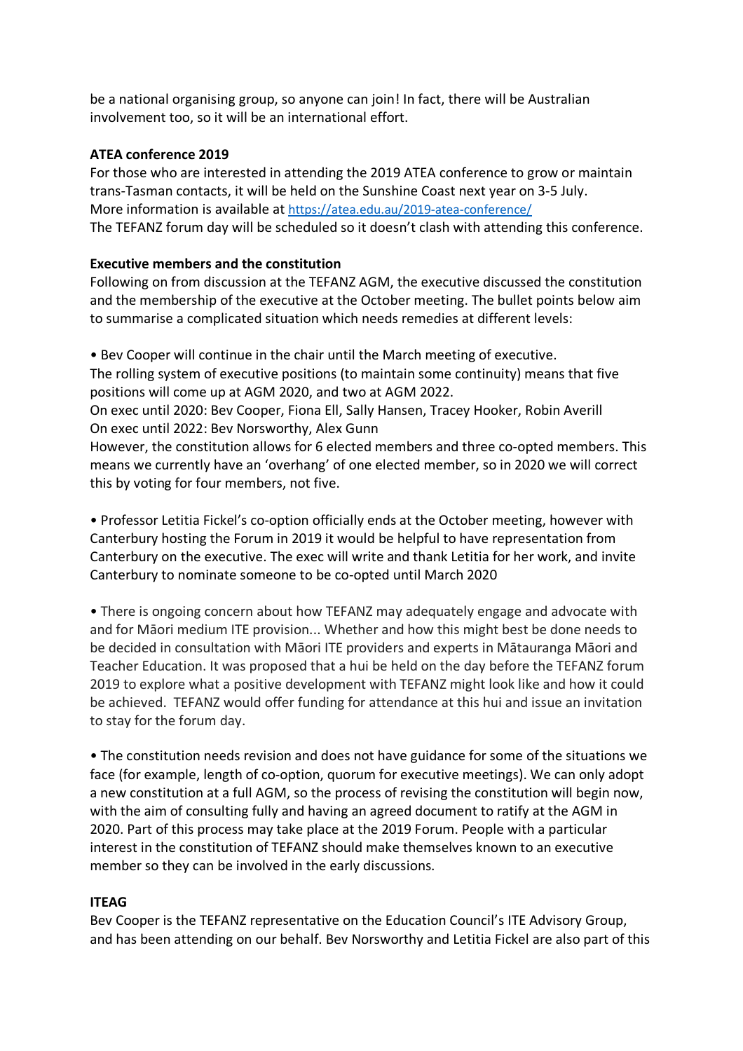be a national organising group, so anyone can join! In fact, there will be Australian involvement too, so it will be an international effort.

**ATEA conference 2019**

For those who are interested in attending the 2019 ATEA conference to grow or maintain trans-Tasman contacts, it will be held on the Sunshine Coast next year on 3-5 July.
More information is available at https://atea.edu.au/2019-atea-conference/
The TEFANZ forum day will be scheduled so it doesn't clash with attending this conference.

**Executive members and the constitution**

Following on from discussion at the TEFANZ AGM, the executive discussed the constitution and the membership of the executive at the October meeting. The bullet points below aim to summarise a complicated situation which needs remedies at different levels:

• Bev Cooper will continue in the chair until the March meeting of executive.
The rolling system of executive positions (to maintain some continuity) means that five positions will come up at AGM 2020, and two at AGM 2022.
On exec until 2020: Bev Cooper, Fiona Ell, Sally Hansen, Tracey Hooker, Robin Averill
On exec until 2022: Bev Norsworthy, Alex Gunn
However, the constitution allows for 6 elected members and three co-opted members. This means we currently have an 'overhang' of one elected member, so in 2020 we will correct this by voting for four members, not five.

• Professor Letitia Fickel's co-option officially ends at the October meeting, however with Canterbury hosting the Forum in 2019 it would be helpful to have representation from Canterbury on the executive. The exec will write and thank Letitia for her work, and invite Canterbury to nominate someone to be co-opted until March 2020

• There is ongoing concern about how TEFANZ may adequately engage and advocate with and for Māori medium ITE provision... Whether and how this might best be done needs to be decided in consultation with Māori ITE providers and experts in Mātauranga Māori and Teacher Education. It was proposed that a hui be held on the day before the TEFANZ forum 2019 to explore what a positive development with TEFANZ might look like and how it could be achieved. TEFANZ would offer funding for attendance at this hui and issue an invitation to stay for the forum day.

• The constitution needs revision and does not have guidance for some of the situations we face (for example, length of co-option, quorum for executive meetings). We can only adopt a new constitution at a full AGM, so the process of revising the constitution will begin now, with the aim of consulting fully and having an agreed document to ratify at the AGM in 2020. Part of this process may take place at the 2019 Forum. People with a particular interest in the constitution of TEFANZ should make themselves known to an executive member so they can be involved in the early discussions.

**ITEAG**

Bev Cooper is the TEFANZ representative on the Education Council's ITE Advisory Group, and has been attending on our behalf. Bev Norsworthy and Letitia Fickel are also part of this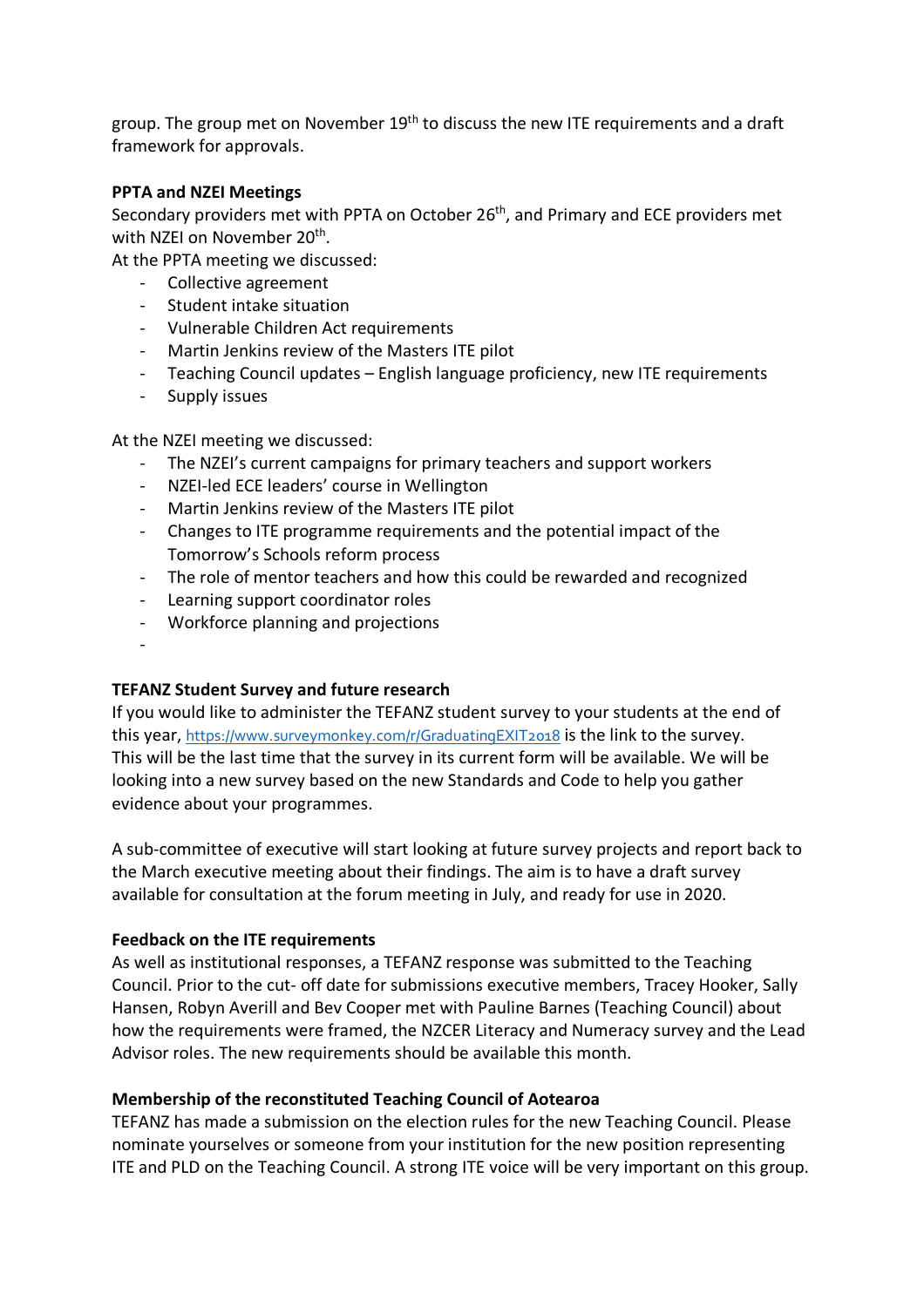group. The group met on November 19th to discuss the new ITE requirements and a draft framework for approvals.

**PPTA and NZEI Meetings**

Secondary providers met with PPTA on October 26th, and Primary and ECE providers met with NZEI on November 20th.

At the PPTA meeting we discussed:

- Collective agreement
- Student intake situation
- Vulnerable Children Act requirements
- Martin Jenkins review of the Masters ITE pilot
- Teaching Council updates – English language proficiency, new ITE requirements
- Supply issues

At the NZEI meeting we discussed:

- The NZEI's current campaigns for primary teachers and support workers
- NZEI-led ECE leaders' course in Wellington
- Martin Jenkins review of the Masters ITE pilot
- Changes to ITE programme requirements and the potential impact of the Tomorrow's Schools reform process
- The role of mentor teachers and how this could be rewarded and recognized
- Learning support coordinator roles
- Workforce planning and projections
-

**TEFANZ Student Survey and future research**

If you would like to administer the TEFANZ student survey to your students at the end of this year, https://www.surveymonkey.com/r/GraduatingEXIT2018 is the link to the survey. This will be the last time that the survey in its current form will be available. We will be looking into a new survey based on the new Standards and Code to help you gather evidence about your programmes.

A sub-committee of executive will start looking at future survey projects and report back to the March executive meeting about their findings. The aim is to have a draft survey available for consultation at the forum meeting in July, and ready for use in 2020.

**Feedback on the ITE requirements**

As well as institutional responses, a TEFANZ response was submitted to the Teaching Council. Prior to the cut- off date for submissions executive members, Tracey Hooker, Sally Hansen, Robyn Averill and Bev Cooper met with Pauline Barnes (Teaching Council) about how the requirements were framed, the NZCER Literacy and Numeracy survey and the Lead Advisor roles. The new requirements should be available this month.

**Membership of the reconstituted Teaching Council of Aotearoa**

TEFANZ has made a submission on the election rules for the new Teaching Council. Please nominate yourselves or someone from your institution for the new position representing ITE and PLD on the Teaching Council. A strong ITE voice will be very important on this group.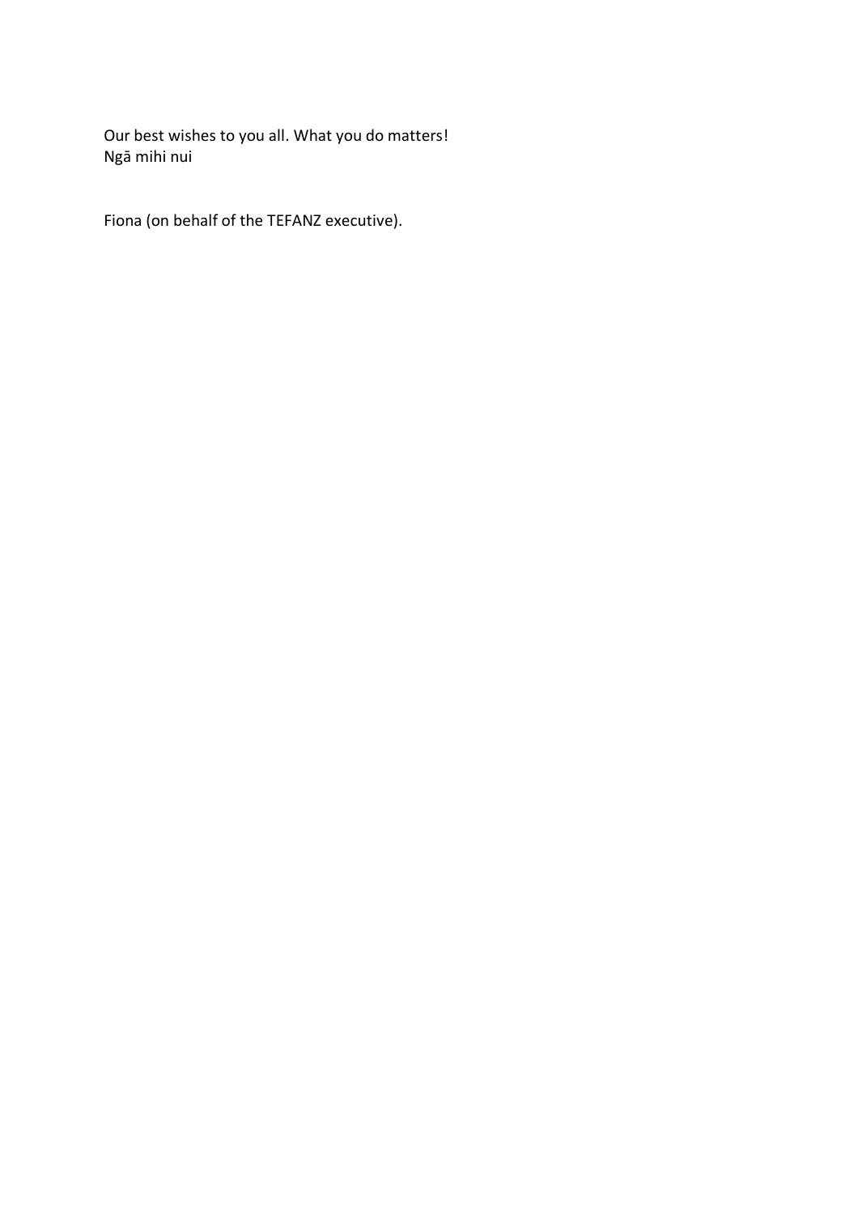Our best wishes to you all. What you do matters!
Ngā mihi nui

Fiona (on behalf of the TEFANZ executive).